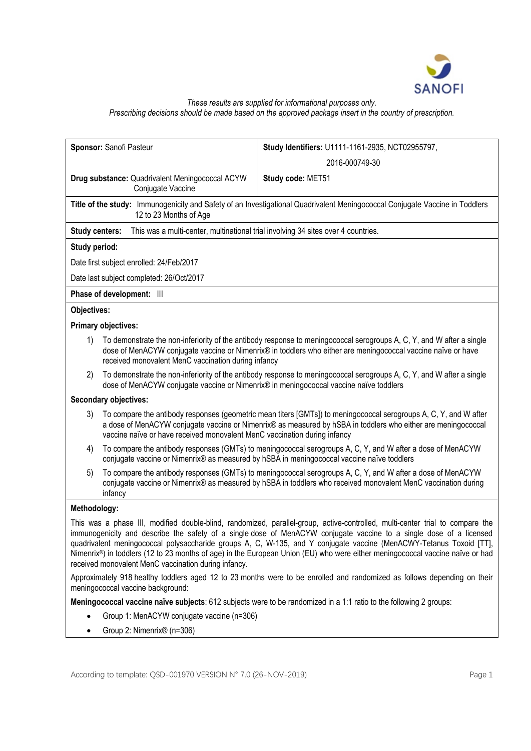*These results are supplied for informational purposes only.*
*Prescribing decisions should be made based on the approved package insert in the country of prescription.*

| **Sponsor:** Sanofi Pasteur | **Study Identifiers:** U1111-1161-2935, NCT02955797, 2016-000749-30 |
| --- | --- |
| **Drug substance:** Quadrivalent Meningococcal ACYW Conjugate Vaccine | **Study code:** MET51 |

**Title of the study:** Immunogenicity and Safety of an Investigational Quadrivalent Meningococcal Conjugate Vaccine in Toddlers 12 to 23 Months of Age

**Study centers:** This was a multi-center, multinational trial involving 34 sites over 4 countries.

**Study period:**

Date first subject enrolled: 24/Feb/2017

Date last subject completed: 26/Oct/2017

**Phase of development:** III

**Objectives:**

**Primary objectives:**

1) To demonstrate the non-inferiority of the antibody response to meningococcal serogroups A, C, Y, and W after a single dose of MenACYW conjugate vaccine or Nimenrix® in toddlers who either are meningococcal vaccine naïve or have received monovalent MenC vaccination during infancy
2) To demonstrate the non-inferiority of the antibody response to meningococcal serogroups A, C, Y, and W after a single dose of MenACYW conjugate vaccine or Nimenrix® in meningococcal vaccine naïve toddlers

**Secondary objectives:**

3) To compare the antibody responses (geometric mean titers [GMTs]) to meningococcal serogroups A, C, Y, and W after a dose of MenACYW conjugate vaccine or Nimenrix® as measured by hSBA in toddlers who either are meningococcal vaccine naïve or have received monovalent MenC vaccination during infancy
4) To compare the antibody responses (GMTs) to meningococcal serogroups A, C, Y, and W after a dose of MenACYW conjugate vaccine or Nimenrix® as measured by hSBA in meningococcal vaccine naïve toddlers
5) To compare the antibody responses (GMTs) to meningococcal serogroups A, C, Y, and W after a dose of MenACYW conjugate vaccine or Nimenrix® as measured by hSBA in toddlers who received monovalent MenC vaccination during infancy

**Methodology:**

This was a phase III, modified double-blind, randomized, parallel-group, active-controlled, multi-center trial to compare the immunogenicity and describe the safety of a single dose of MenACYW conjugate vaccine to a single dose of a licensed quadrivalent meningococcal polysaccharide groups A, C, W-135, and Y conjugate vaccine (MenACWY-Tetanus Toxoid [TT], Nimenrix®) in toddlers (12 to 23 months of age) in the European Union (EU) who were either meningococcal vaccine naïve or had received monovalent MenC vaccination during infancy.

Approximately 918 healthy toddlers aged 12 to 23 months were to be enrolled and randomized as follows depending on their meningococcal vaccine background:

**Meningococcal vaccine naïve subjects**: 612 subjects were to be randomized in a 1:1 ratio to the following 2 groups:

- Group 1: MenACYW conjugate vaccine (n=306)
- Group 2: Nimenrix® (n=306)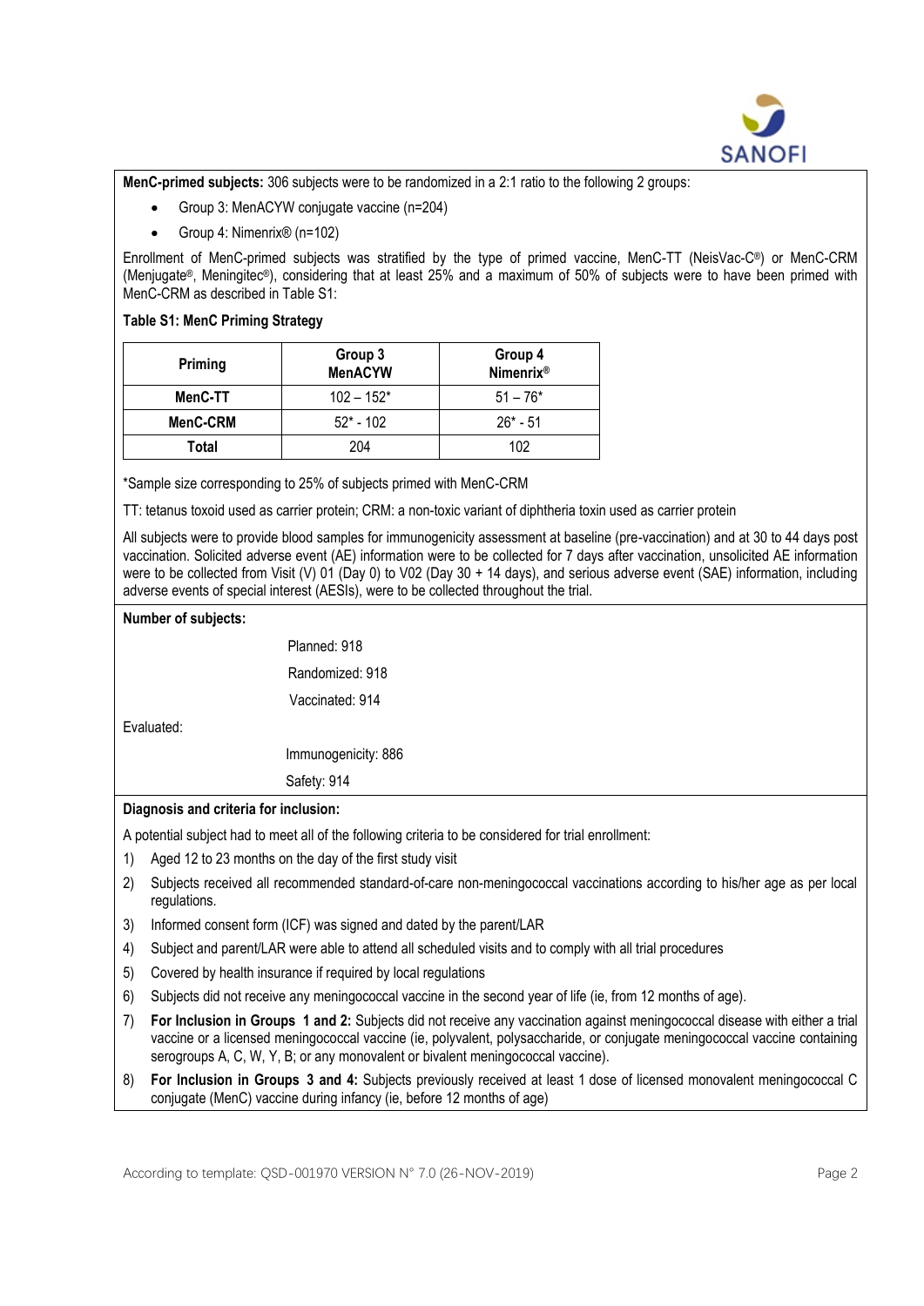**MenC-primed subjects:** 306 subjects were to be randomized in a 2:1 ratio to the following 2 groups:

- Group 3: MenACYW conjugate vaccine (n=204)
- Group 4: Nimenrix® (n=102)

Enrollment of MenC-primed subjects was stratified by the type of primed vaccine, MenC-TT (NeisVac-C®) or MenC-CRM (Menjugate®, Meningitec®), considering that at least 25% and a maximum of 50% of subjects were to have been primed with MenC-CRM as described in Table S1:

**Table S1: MenC Priming Strategy**

| Priming | Group 3 MenACYW | Group 4 Nimenrix® |
|---|---|---|
| MenC-TT | 102 – 152* | 51 – 76* |
| MenC-CRM | 52* - 102 | 26* - 51 |
| Total | 204 | 102 |

*Sample size corresponding to 25% of subjects primed with MenC-CRM

TT: tetanus toxoid used as carrier protein; CRM: a non-toxic variant of diphtheria toxin used as carrier protein

All subjects were to provide blood samples for immunogenicity assessment at baseline (pre-vaccination) and at 30 to 44 days post vaccination. Solicited adverse event (AE) information were to be collected for 7 days after vaccination, unsolicited AE information were to be collected from Visit (V) 01 (Day 0) to V02 (Day 30 + 14 days), and serious adverse event (SAE) information, including adverse events of special interest (AESIs), were to be collected throughout the trial.

**Number of subjects:**

Planned: 918

Randomized: 918

Vaccinated: 914

Evaluated:

Immunogenicity: 886

Safety: 914

**Diagnosis and criteria for inclusion:**

A potential subject had to meet all of the following criteria to be considered for trial enrollment:

1) Aged 12 to 23 months on the day of the first study visit
2) Subjects received all recommended standard-of-care non-meningococcal vaccinations according to his/her age as per local regulations.
3) Informed consent form (ICF) was signed and dated by the parent/LAR
4) Subject and parent/LAR were able to attend all scheduled visits and to comply with all trial procedures
5) Covered by health insurance if required by local regulations
6) Subjects did not receive any meningococcal vaccine in the second year of life (ie, from 12 months of age).
7) **For Inclusion in Groups 1 and 2:** Subjects did not receive any vaccination against meningococcal disease with either a trial vaccine or a licensed meningococcal vaccine (ie, polyvalent, polysaccharide, or conjugate meningococcal vaccine containing serogroups A, C, W, Y, B; or any monovalent or bivalent meningococcal vaccine).
8) **For Inclusion in Groups 3 and 4:** Subjects previously received at least 1 dose of licensed monovalent meningococcal C conjugate (MenC) vaccine during infancy (ie, before 12 months of age)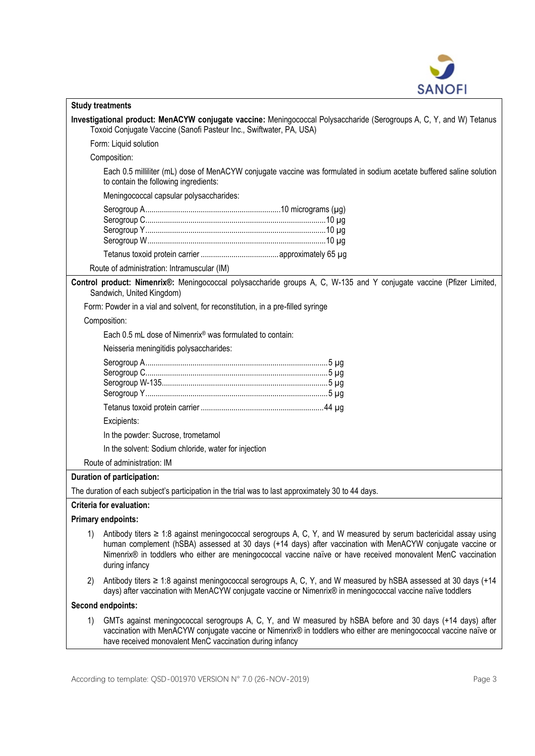**Study treatments**

**Investigational product: MenACYW conjugate vaccine:** Meningococcal Polysaccharide (Serogroups A, C, Y, and W) Tetanus Toxoid Conjugate Vaccine (Sanofi Pasteur Inc., Swiftwater, PA, USA)

Form: Liquid solution

Composition:

Each 0.5 milliliter (mL) dose of MenACYW conjugate vaccine was formulated in sodium acetate buffered saline solution to contain the following ingredients:

Meningococcal capsular polysaccharides:

Serogroup A....................................................................10 micrograms (µg)
Serogroup C....................................................................10 µg
Serogroup Y....................................................................10 µg
Serogroup W....................................................................10 µg

Tetanus toxoid protein carrier ......................................approximately 65 µg

Route of administration: Intramuscular (IM)

**Control product: Nimenrix®:** Meningococcal polysaccharide groups A, C, W-135 and Y conjugate vaccine (Pfizer Limited, Sandwich, United Kingdom)

Form: Powder in a vial and solvent, for reconstitution, in a pre-filled syringe

Composition:

Each 0.5 mL dose of Nimenrix® was formulated to contain:

Neisseria meningitidis polysaccharides:

Serogroup A....................................................................5 µg
Serogroup C....................................................................5 µg
Serogroup W-135.............................................................5 µg
Serogroup Y....................................................................5 µg

Tetanus toxoid protein carrier .............................................................44 µg

Excipients:

In the powder: Sucrose, trometamol

In the solvent: Sodium chloride, water for injection

Route of administration: IM

**Duration of participation:**

The duration of each subject's participation in the trial was to last approximately 30 to 44 days.

**Criteria for evaluation:**

**Primary endpoints:**

1) Antibody titers ≥ 1:8 against meningococcal serogroups A, C, Y, and W measured by serum bactericidal assay using human complement (hSBA) assessed at 30 days (+14 days) after vaccination with MenACYW conjugate vaccine or Nimenrix® in toddlers who either are meningococcal vaccine naïve or have received monovalent MenC vaccination during infancy

2) Antibody titers ≥ 1:8 against meningococcal serogroups A, C, Y, and W measured by hSBA assessed at 30 days (+14 days) after vaccination with MenACYW conjugate vaccine or Nimenrix® in meningococcal vaccine naïve toddlers

**Second endpoints:**

1) GMTs against meningococcal serogroups A, C, Y, and W measured by hSBA before and 30 days (+14 days) after vaccination with MenACYW conjugate vaccine or Nimenrix® in toddlers who either are meningococcal vaccine naïve or have received monovalent MenC vaccination during infancy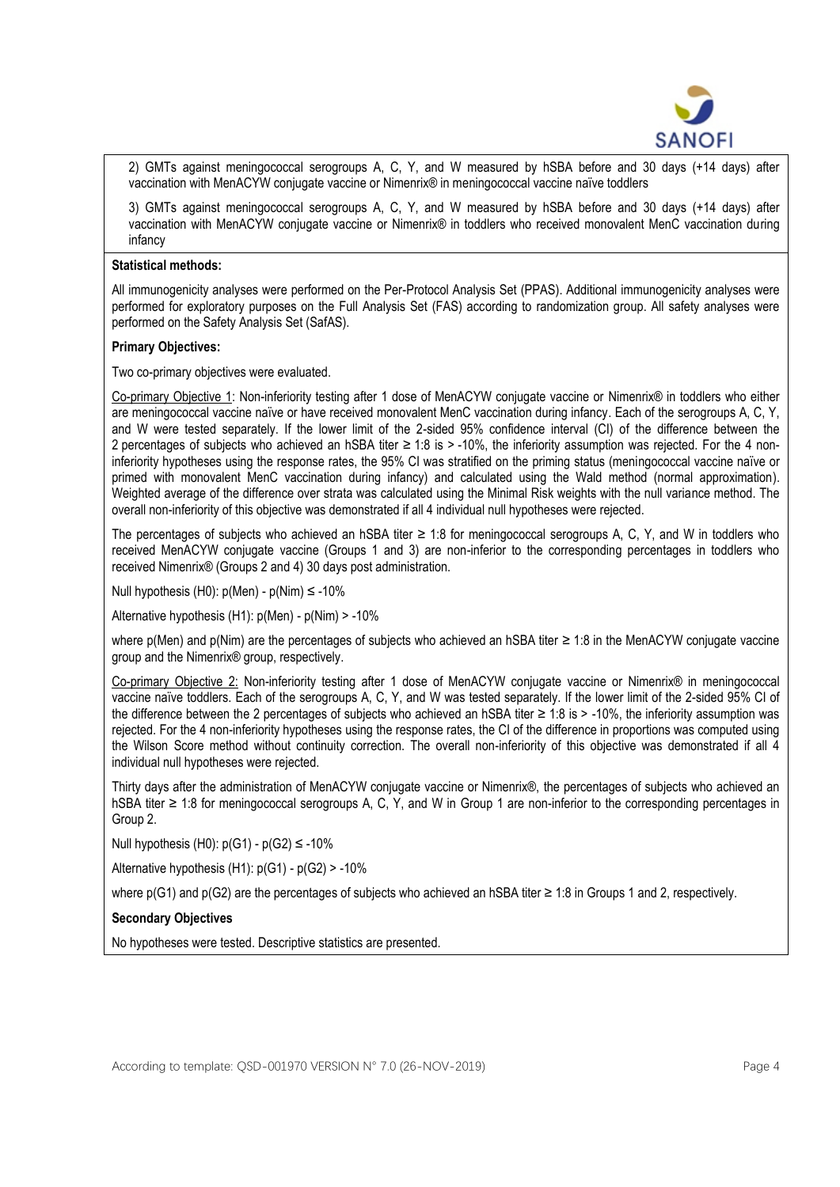2) GMTs against meningococcal serogroups A, C, Y, and W measured by hSBA before and 30 days (+14 days) after vaccination with MenACYW conjugate vaccine or Nimenrix® in meningococcal vaccine naïve toddlers

3) GMTs against meningococcal serogroups A, C, Y, and W measured by hSBA before and 30 days (+14 days) after vaccination with MenACYW conjugate vaccine or Nimenrix® in toddlers who received monovalent MenC vaccination during infancy

**Statistical methods:**

All immunogenicity analyses were performed on the Per-Protocol Analysis Set (PPAS). Additional immunogenicity analyses were performed for exploratory purposes on the Full Analysis Set (FAS) according to randomization group. All safety analyses were performed on the Safety Analysis Set (SafAS).

**Primary Objectives:**

Two co-primary objectives were evaluated.

Co-primary Objective 1: Non-inferiority testing after 1 dose of MenACYW conjugate vaccine or Nimenrix® in toddlers who either are meningococcal vaccine naïve or have received monovalent MenC vaccination during infancy. Each of the serogroups A, C, Y, and W were tested separately. If the lower limit of the 2-sided 95% confidence interval (CI) of the difference between the 2 percentages of subjects who achieved an hSBA titer ≥ 1:8 is > -10%, the inferiority assumption was rejected. For the 4 non-inferiority hypotheses using the response rates, the 95% CI was stratified on the priming status (meningococcal vaccine naïve or primed with monovalent MenC vaccination during infancy) and calculated using the Wald method (normal approximation). Weighted average of the difference over strata was calculated using the Minimal Risk weights with the null variance method. The overall non-inferiority of this objective was demonstrated if all 4 individual null hypotheses were rejected.

The percentages of subjects who achieved an hSBA titer ≥ 1:8 for meningococcal serogroups A, C, Y, and W in toddlers who received MenACYW conjugate vaccine (Groups 1 and 3) are non-inferior to the corresponding percentages in toddlers who received Nimenrix® (Groups 2 and 4) 30 days post administration.

Null hypothesis (H0): p(Men) - p(Nim) ≤ -10%

Alternative hypothesis (H1): p(Men) - p(Nim) > -10%

where p(Men) and p(Nim) are the percentages of subjects who achieved an hSBA titer ≥ 1:8 in the MenACYW conjugate vaccine group and the Nimenrix® group, respectively.

Co-primary Objective 2: Non-inferiority testing after 1 dose of MenACYW conjugate vaccine or Nimenrix® in meningococcal vaccine naïve toddlers. Each of the serogroups A, C, Y, and W was tested separately. If the lower limit of the 2-sided 95% CI of the difference between the 2 percentages of subjects who achieved an hSBA titer ≥ 1:8 is > -10%, the inferiority assumption was rejected. For the 4 non-inferiority hypotheses using the response rates, the CI of the difference in proportions was computed using the Wilson Score method without continuity correction. The overall non-inferiority of this objective was demonstrated if all 4 individual null hypotheses were rejected.

Thirty days after the administration of MenACYW conjugate vaccine or Nimenrix®, the percentages of subjects who achieved an hSBA titer ≥ 1:8 for meningococcal serogroups A, C, Y, and W in Group 1 are non-inferior to the corresponding percentages in Group 2.

Null hypothesis (H0): p(G1) - p(G2) ≤ -10%

Alternative hypothesis (H1): p(G1) - p(G2) > -10%

where p(G1) and p(G2) are the percentages of subjects who achieved an hSBA titer ≥ 1:8 in Groups 1 and 2, respectively.

**Secondary Objectives**

No hypotheses were tested. Descriptive statistics are presented.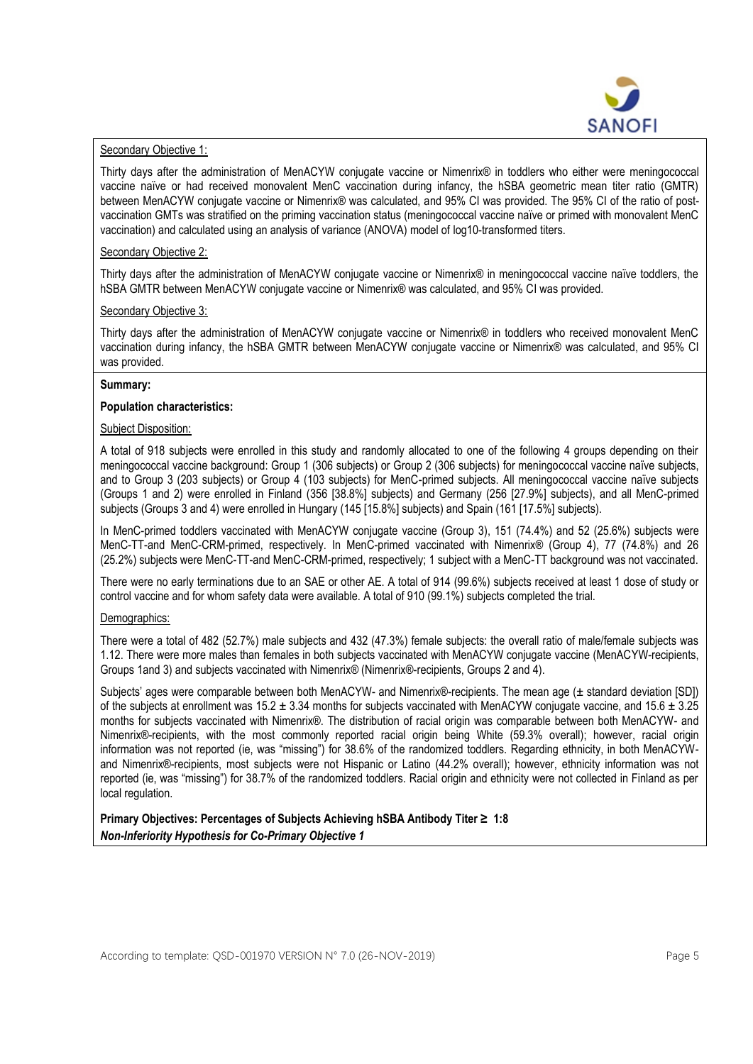Secondary Objective 1:

Thirty days after the administration of MenACYW conjugate vaccine or Nimenrix® in toddlers who either were meningococcal vaccine naïve or had received monovalent MenC vaccination during infancy, the hSBA geometric mean titer ratio (GMTR) between MenACYW conjugate vaccine or Nimenrix® was calculated, and 95% CI was provided. The 95% CI of the ratio of post-vaccination GMTs was stratified on the priming vaccination status (meningococcal vaccine naïve or primed with monovalent MenC vaccination) and calculated using an analysis of variance (ANOVA) model of log10-transformed titers.

Secondary Objective 2:

Thirty days after the administration of MenACYW conjugate vaccine or Nimenrix® in meningococcal vaccine naïve toddlers, the hSBA GMTR between MenACYW conjugate vaccine or Nimenrix® was calculated, and 95% CI was provided.

Secondary Objective 3:

Thirty days after the administration of MenACYW conjugate vaccine or Nimenrix® in toddlers who received monovalent MenC vaccination during infancy, the hSBA GMTR between MenACYW conjugate vaccine or Nimenrix® was calculated, and 95% CI was provided.

**Summary:**

**Population characteristics:**

Subject Disposition:

A total of 918 subjects were enrolled in this study and randomly allocated to one of the following 4 groups depending on their meningococcal vaccine background: Group 1 (306 subjects) or Group 2 (306 subjects) for meningococcal vaccine naïve subjects, and to Group 3 (203 subjects) or Group 4 (103 subjects) for MenC-primed subjects. All meningococcal vaccine naïve subjects (Groups 1 and 2) were enrolled in Finland (356 [38.8%] subjects) and Germany (256 [27.9%] subjects), and all MenC-primed subjects (Groups 3 and 4) were enrolled in Hungary (145 [15.8%] subjects) and Spain (161 [17.5%] subjects).

In MenC-primed toddlers vaccinated with MenACYW conjugate vaccine (Group 3), 151 (74.4%) and 52 (25.6%) subjects were MenC-TT-and MenC-CRM-primed, respectively. In MenC-primed vaccinated with Nimenrix® (Group 4), 77 (74.8%) and 26 (25.2%) subjects were MenC-TT-and MenC-CRM-primed, respectively; 1 subject with a MenC-TT background was not vaccinated.

There were no early terminations due to an SAE or other AE. A total of 914 (99.6%) subjects received at least 1 dose of study or control vaccine and for whom safety data were available. A total of 910 (99.1%) subjects completed the trial.

Demographics:

There were a total of 482 (52.7%) male subjects and 432 (47.3%) female subjects: the overall ratio of male/female subjects was 1.12. There were more males than females in both subjects vaccinated with MenACYW conjugate vaccine (MenACYW-recipients, Groups 1and 3) and subjects vaccinated with Nimenrix® (Nimenrix®-recipients, Groups 2 and 4).

Subjects' ages were comparable between both MenACYW- and Nimenrix®-recipients. The mean age (± standard deviation [SD]) of the subjects at enrollment was 15.2 ± 3.34 months for subjects vaccinated with MenACYW conjugate vaccine, and 15.6 ± 3.25 months for subjects vaccinated with Nimenrix®. The distribution of racial origin was comparable between both MenACYW- and Nimenrix®-recipients, with the most commonly reported racial origin being White (59.3% overall); however, racial origin information was not reported (ie, was "missing") for 38.6% of the randomized toddlers. Regarding ethnicity, in both MenACYW- and Nimenrix®-recipients, most subjects were not Hispanic or Latino (44.2% overall); however, ethnicity information was not reported (ie, was "missing") for 38.7% of the randomized toddlers. Racial origin and ethnicity were not collected in Finland as per local regulation.

**Primary Objectives: Percentages of Subjects Achieving hSBA Antibody Titer ≥ 1:8**

***Non-Inferiority Hypothesis for Co-Primary Objective 1***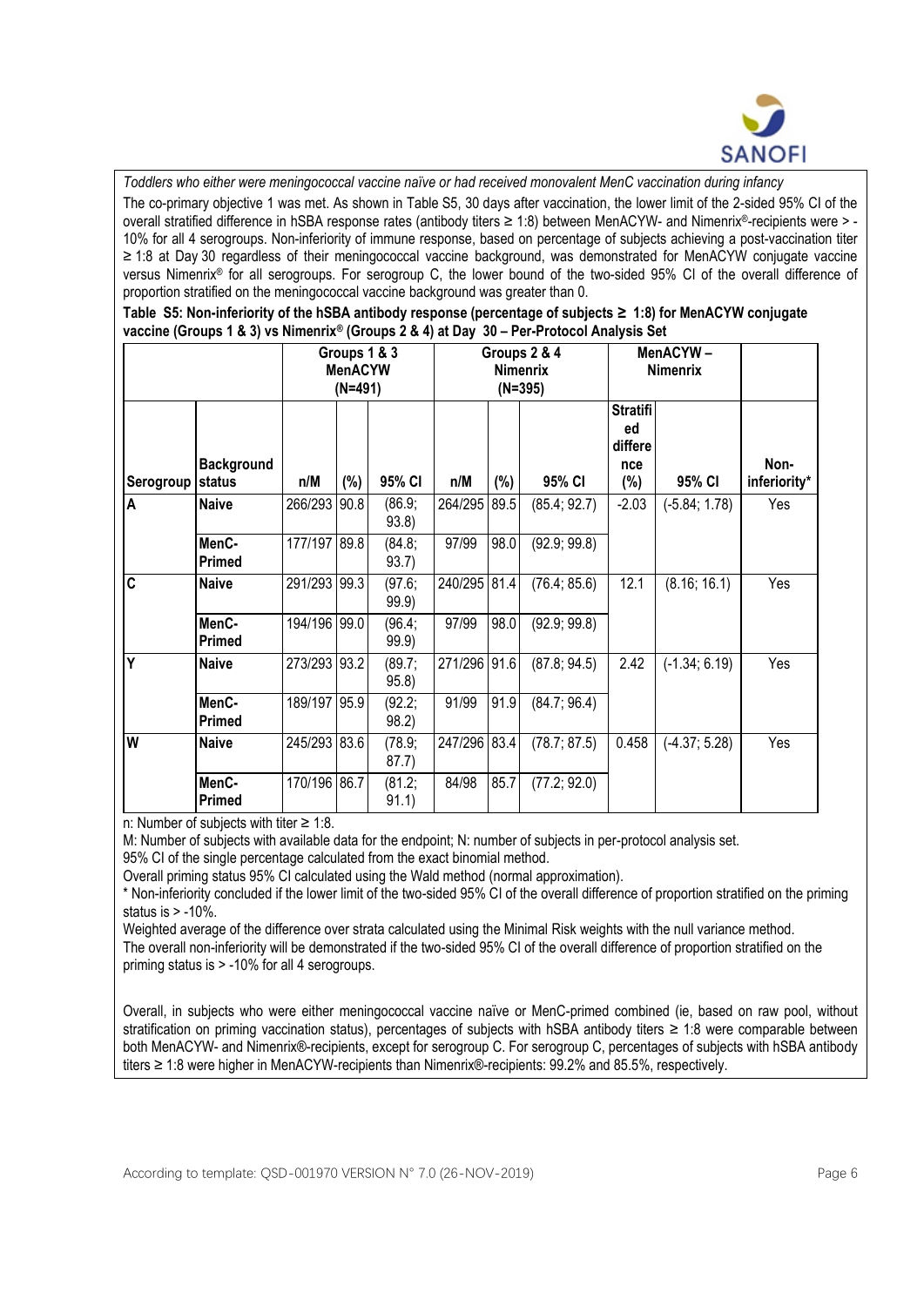*Toddlers who either were meningococcal vaccine naïve or had received monovalent MenC vaccination during infancy*

The co-primary objective 1 was met. As shown in Table S5, 30 days after vaccination, the lower limit of the 2-sided 95% CI of the overall stratified difference in hSBA response rates (antibody titers ≥ 1:8) between MenACYW- and Nimenrix®-recipients were > -10% for all 4 serogroups. Non-inferiority of immune response, based on percentage of subjects achieving a post-vaccination titer ≥ 1:8 at Day 30 regardless of their meningococcal vaccine background, was demonstrated for MenACYW conjugate vaccine versus Nimenrix® for all serogroups. For serogroup C, the lower bound of the two-sided 95% CI of the overall difference of proportion stratified on the meningococcal vaccine background was greater than 0.

**Table S5: Non-inferiority of the hSBA antibody response (percentage of subjects ≥ 1:8) for MenACYW conjugate vaccine (Groups 1 & 3) vs Nimenrix® (Groups 2 & 4) at Day 30 – Per-Protocol Analysis Set**

| | | Groups 1 & 3 MenACYW (N=491) | | | Groups 2 & 4 Nimenrix (N=395) | | | MenACYW – Nimenrix | | |
|---|---|---|---|---|---|---|---|---|---|---|
| **Serogroup** | **Background status** | **n/M** | **(%)** | **95% CI** | **n/M** | **(%)** | **95% CI** | **Stratified difference (%)** | **95% CI** | **Non-inferiority*** |
| **A** | **Naive** | 266/293 | 90.8 | (86.9; 93.8) | 264/295 | 89.5 | (85.4; 92.7) | -2.03 | (-5.84; 1.78) | Yes |
| | **MenC-Primed** | 177/197 | 89.8 | (84.8; 93.7) | 97/99 | 98.0 | (92.9; 99.8) | | | |
| **C** | **Naive** | 291/293 | 99.3 | (97.6; 99.9) | 240/295 | 81.4 | (76.4; 85.6) | 12.1 | (8.16; 16.1) | Yes |
| | **MenC-Primed** | 194/196 | 99.0 | (96.4; 99.9) | 97/99 | 98.0 | (92.9; 99.8) | | | |
| **Y** | **Naive** | 273/293 | 93.2 | (89.7; 95.8) | 271/296 | 91.6 | (87.8; 94.5) | 2.42 | (-1.34; 6.19) | Yes |
| | **MenC-Primed** | 189/197 | 95.9 | (92.2; 98.2) | 91/99 | 91.9 | (84.7; 96.4) | | | |
| **W** | **Naive** | 245/293 | 83.6 | (78.9; 87.7) | 247/296 | 83.4 | (78.7; 87.5) | 0.458 | (-4.37; 5.28) | Yes |
| | **MenC-Primed** | 170/196 | 86.7 | (81.2; 91.1) | 84/98 | 85.7 | (77.2; 92.0) | | | |

n: Number of subjects with titer ≥ 1:8.

M: Number of subjects with available data for the endpoint; N: number of subjects in per-protocol analysis set.

95% CI of the single percentage calculated from the exact binomial method.

Overall priming status 95% CI calculated using the Wald method (normal approximation).

\* Non-inferiority concluded if the lower limit of the two-sided 95% CI of the overall difference of proportion stratified on the priming status is > -10%.

Weighted average of the difference over strata calculated using the Minimal Risk weights with the null variance method.

The overall non-inferiority will be demonstrated if the two-sided 95% CI of the overall difference of proportion stratified on the priming status is > -10% for all 4 serogroups.

Overall, in subjects who were either meningococcal vaccine naïve or MenC-primed combined (ie, based on raw pool, without stratification on priming vaccination status), percentages of subjects with hSBA antibody titers ≥ 1:8 were comparable between both MenACYW- and Nimenrix®-recipients, except for serogroup C. For serogroup C, percentages of subjects with hSBA antibody titers ≥ 1:8 were higher in MenACYW-recipients than Nimenrix®-recipients: 99.2% and 85.5%, respectively.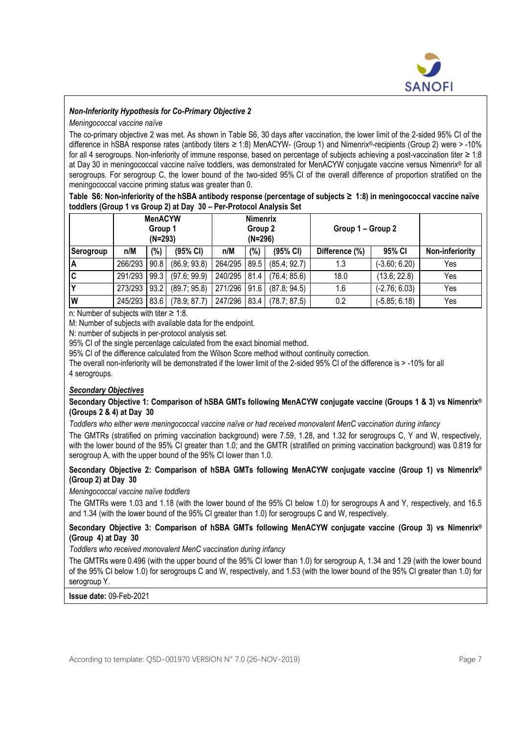***Non-Inferiority Hypothesis for Co-Primary Objective 2***

*Meningococcal vaccine naïve*

The co-primary objective 2 was met. As shown in Table S6, 30 days after vaccination, the lower limit of the 2-sided 95% CI of the difference in hSBA response rates (antibody titers ≥ 1:8) MenACYW- (Group 1) and Nimenrix®-recipients (Group 2) were > -10% for all 4 serogroups. Non-inferiority of immune response, based on percentage of subjects achieving a post-vaccination titer ≥ 1:8 at Day 30 in meningococcal vaccine naïve toddlers, was demonstrated for MenACYW conjugate vaccine versus Nimenrix® for all serogroups. For serogroup C, the lower bound of the two-sided 95% CI of the overall difference of proportion stratified on the meningococcal vaccine priming status was greater than 0.

**Table S6: Non-inferiority of the hSBA antibody response (percentage of subjects ≥ 1:8) in meningococcal vaccine naïve toddlers (Group 1 vs Group 2) at Day 30 – Per-Protocol Analysis Set**

| | MenACYW Group 1 (N=293) | | | Nimenrix Group 2 (N=296) | | | Group 1 – Group 2 | | |
|---|---|---|---|---|---|---|---|---|---|
| **Serogroup** | **n/M** | **(%)** | **(95% CI)** | **n/M** | **(%)** | **(95% CI)** | **Difference (%)** | **95% CI** | **Non-inferiority** |
| **A** | 266/293 | 90.8 | (86.9; 93.8) | 264/295 | 89.5 | (85.4; 92.7) | 1.3 | (-3.60; 6.20) | Yes |
| **C** | 291/293 | 99.3 | (97.6; 99.9) | 240/295 | 81.4 | (76.4; 85.6) | 18.0 | (13.6; 22.8) | Yes |
| **Y** | 273/293 | 93.2 | (89.7; 95.8) | 271/296 | 91.6 | (87.8; 94.5) | 1.6 | (-2.76; 6.03) | Yes |
| **W** | 245/293 | 83.6 | (78.9; 87.7) | 247/296 | 83.4 | (78.7; 87.5) | 0.2 | (-5.85; 6.18) | Yes |

n: Number of subjects with titer ≥ 1:8.

M: Number of subjects with available data for the endpoint.

N: number of subjects in per-protocol analysis set.

95% CI of the single percentage calculated from the exact binomial method.

95% CI of the difference calculated from the Wilson Score method without continuity correction.

The overall non-inferiority will be demonstrated if the lower limit of the 2-sided 95% CI of the difference is > -10% for all 4 serogroups.

***Secondary Objectives***

**Secondary Objective 1: Comparison of hSBA GMTs following MenACYW conjugate vaccine (Groups 1 & 3) vs Nimenrix® (Groups 2 & 4) at Day 30**

*Toddlers who either were meningococcal vaccine naïve or had received monovalent MenC vaccination during infancy*

The GMTRs (stratified on priming vaccination background) were 7.59, 1.28, and 1.32 for serogroups C, Y and W, respectively, with the lower bound of the 95% CI greater than 1.0; and the GMTR (stratified on priming vaccination background) was 0.819 for serogroup A, with the upper bound of the 95% CI lower than 1.0.

**Secondary Objective 2: Comparison of hSBA GMTs following MenACYW conjugate vaccine (Group 1) vs Nimenrix® (Group 2) at Day 30**

*Meningococcal vaccine naïve toddlers*

The GMTRs were 1.03 and 1.18 (with the lower bound of the 95% CI below 1.0) for serogroups A and Y, respectively, and 16.5 and 1.34 (with the lower bound of the 95% CI greater than 1.0) for serogroups C and W, respectively.

**Secondary Objective 3: Comparison of hSBA GMTs following MenACYW conjugate vaccine (Group 3) vs Nimenrix® (Group 4) at Day 30**

*Toddlers who received monovalent MenC vaccination during infancy*

The GMTRs were 0.496 (with the upper bound of the 95% CI lower than 1.0) for serogroup A, 1.34 and 1.29 (with the lower bound of the 95% CI below 1.0) for serogroups C and W, respectively, and 1.53 (with the lower bound of the 95% CI greater than 1.0) for serogroup Y.

**Issue date:** 09-Feb-2021